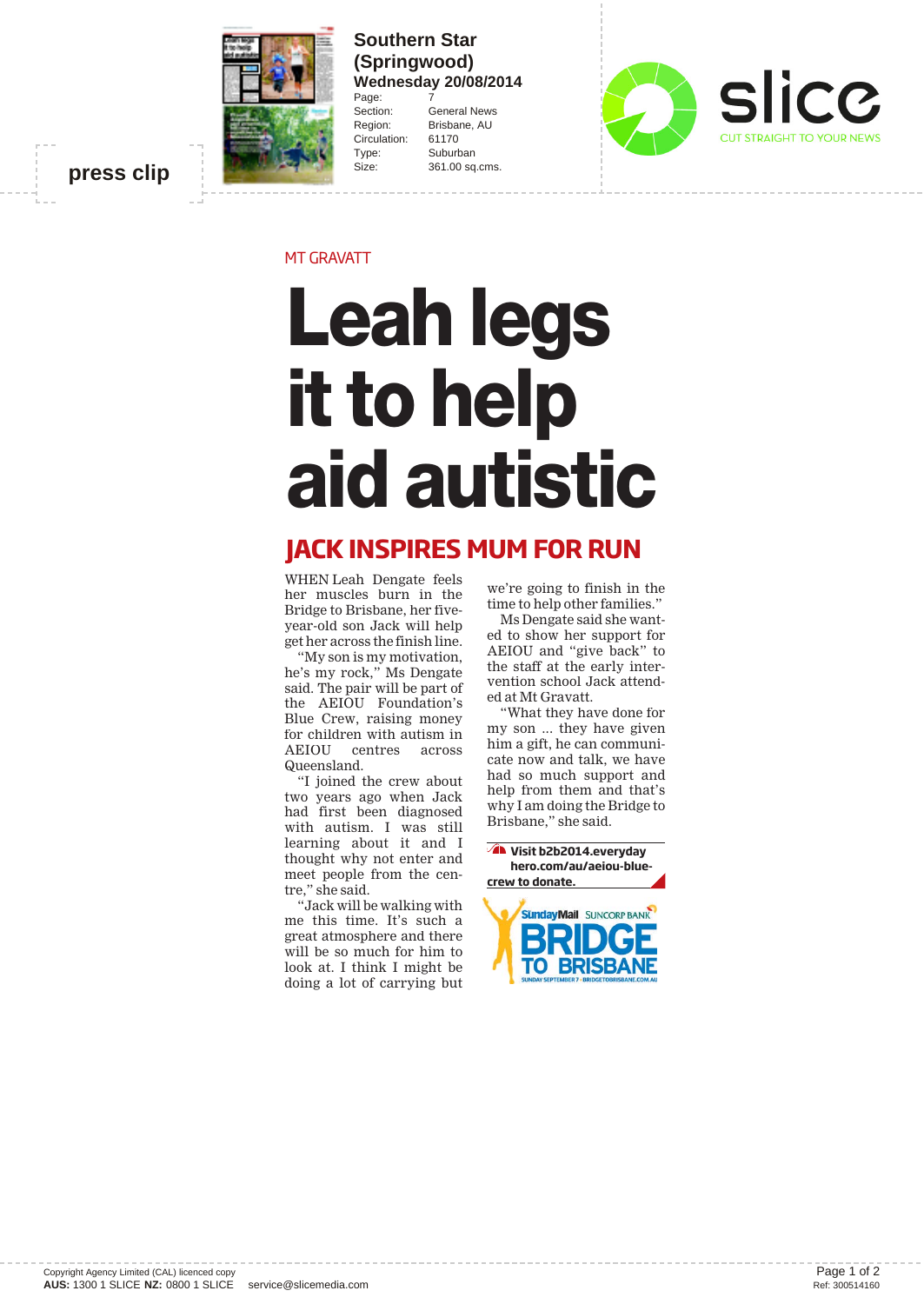press clip

**Southern Star (Springwood)**
**Wednesday 20/08/2014**

| | |
|---|---|
| Page: | 7 |
| Section: | General News |
| Region: | Brisbane, AU |
| Circulation: | 61170 |
| Type: | Suburban |
| Size: | 361.00 sq.cms. |

slice
CUT STRAIGHT TO YOUR NEWS

MT GRAVATT

# Leah legs it to help aid autistic

## JACK INSPIRES MUM FOR RUN

WHEN Leah Dengate feels her muscles burn in the Bridge to Brisbane, her five-year-old son Jack will help get her across the finish line.

"My son is my motivation, he's my rock," Ms Dengate said. The pair will be part of the AEIOU Foundation's Blue Crew, raising money for children with autism in AEIOU centres across Queensland.

"I joined the crew about two years ago when Jack had first been diagnosed with autism. I was still learning about it and I thought why not enter and meet people from the centre," she said.

"Jack will be walking with me this time. It's such a great atmosphere and there will be so much for him to look at. I think I might be doing a lot of carrying but we're going to finish in the time to help other families."

Ms Dengate said she wanted to show her support for AEIOU and "give back" to the staff at the early intervention school Jack attended at Mt Gravatt.

"What they have done for my son ... they have given him a gift, he can communicate now and talk, we have had so much support and help from them and that's why I am doing the Bridge to Brisbane," she said.

**Visit b2b2014.everydayhero.com/au/aeiou-blue-crew to donate.**

SundayMail SUNCORP BANK BRIDGE TO BRISBANE
SUNDAY SEPTEMBER 7 • BRIDGETOBRISBANE.COM.AU

Copyright Agency Limited (CAL) licenced copy
**AUS:** 1300 1 SLICE **NZ:** 0800 1 SLICE service@slicemedia.com

Ref: 300514160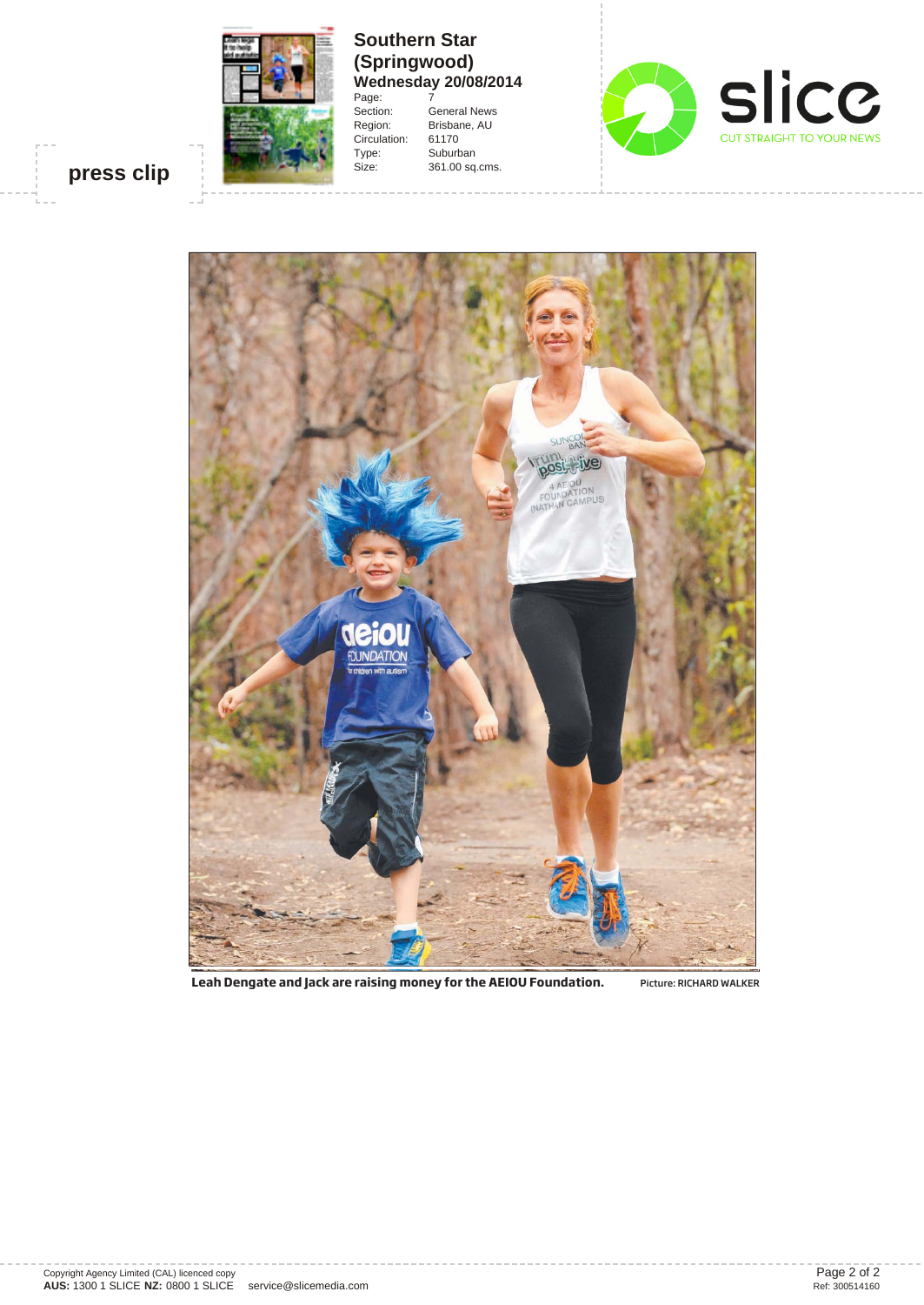press clip

**Southern Star (Springwood)**
**Wednesday 20/08/2014**

| | |
|---|---|
| Page: | 7 |
| Section: | General News |
| Region: | Brisbane, AU |
| Circulation: | 61170 |
| Type: | Suburban |
| Size: | 361.00 sq.cms. |

slice
CUT STRAIGHT TO YOUR NEWS

**Leah Dengate and Jack are raising money for the AEIOU Foundation.** Picture: RICHARD WALKER

Copyright Agency Limited (CAL) licenced copy
**AUS:** 1300 1 SLICE **NZ:** 0800 1 SLICE service@slicemedia.com

Ref: 300514160